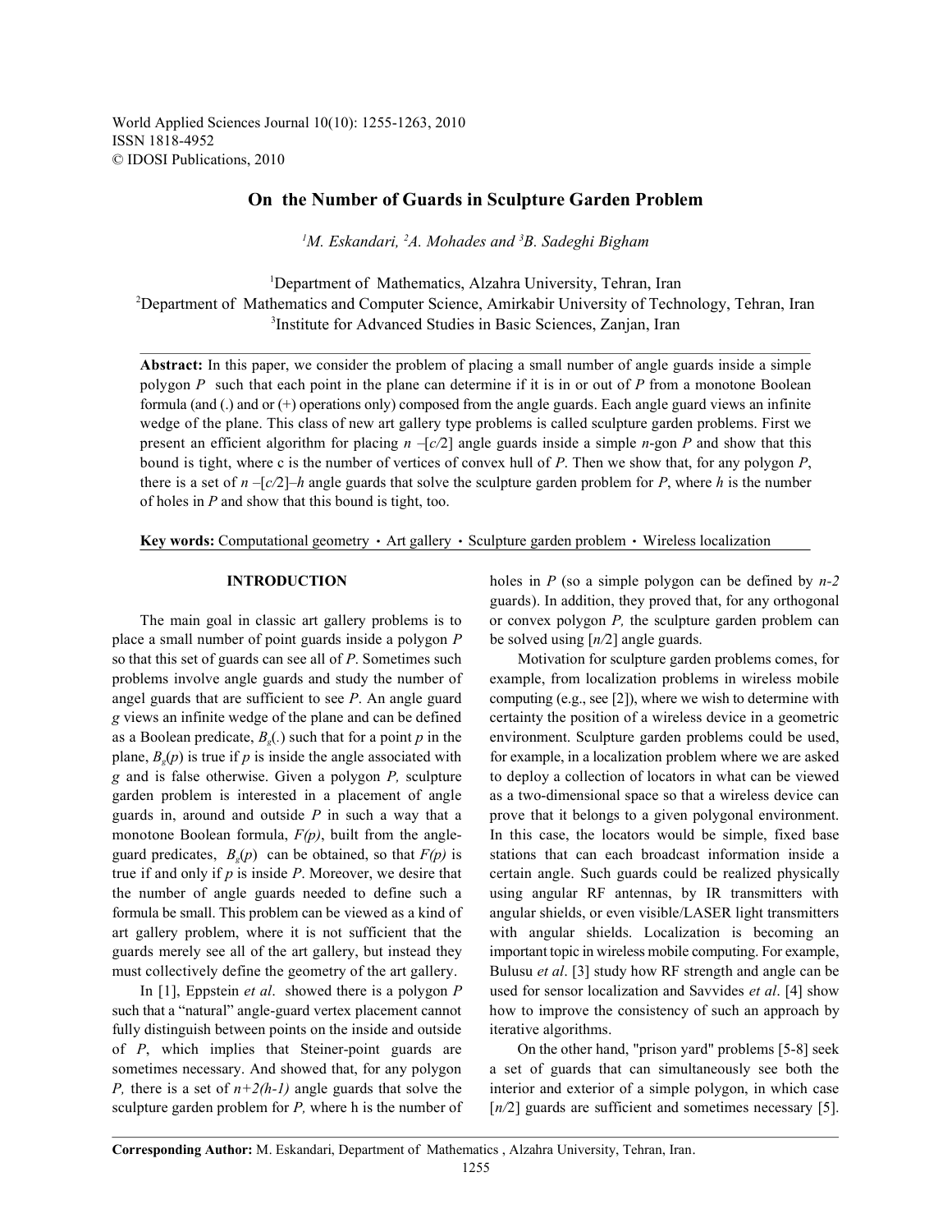World Applied Sciences Journal 10(10): 1255-1263, 2010
ISSN 1818-4952
© IDOSI Publications, 2010

# On the Number of Guards in Sculpture Garden Problem

[1]M. Eskandari, [2]A. Mohades and [3]B. Sadeghi Bigham

[1]Department of Mathematics, Alzahra University, Tehran, Iran
[2]Department of Mathematics and Computer Science, Amirkabir University of Technology, Tehran, Iran
[3]Institute for Advanced Studies in Basic Sciences, Zanjan, Iran

**Abstract:** In this paper, we consider the problem of placing a small number of angle guards inside a simple polygon $P$ such that each point in the plane can determine if it is in or out of $P$ from a monotone Boolean formula (and (.) and or (+) operations only) composed from the angle guards. Each angle guard views an infinite wedge of the plane. This class of new art gallery type problems is called sculpture garden problems. First we present an efficient algorithm for placing $n-[c/2]$ angle guards inside a simple $n$-gon $P$ and show that this bound is tight, where c is the number of vertices of convex hull of $P$. Then we show that, for any polygon $P$, there is a set of $n-[c/2]-h$ angle guards that solve the sculpture garden problem for $P$, where $h$ is the number of holes in $P$ and show that this bound is tight, too.

**Key words:** Computational geometry · Art gallery · Sculpture garden problem · Wireless localization

## INTRODUCTION

The main goal in classic art gallery problems is to place a small number of point guards inside a polygon $P$ so that this set of guards can see all of $P$. Sometimes such problems involve angle guards and study the number of angel guards that are sufficient to see $P$. An angle guard $g$ views an infinite wedge of the plane and can be defined as a Boolean predicate, $B_g(.)$ such that for a point $p$ in the plane, $B_g(p)$ is true if $p$ is inside the angle associated with $g$ and is false otherwise. Given a polygon $P$, sculpture garden problem is interested in a placement of angle guards in, around and outside $P$ in such a way that a monotone Boolean formula, $F(p)$, built from the angle-guard predicates, $B_g(p)$ can be obtained, so that $F(p)$ is true if and only if $p$ is inside $P$. Moreover, we desire that the number of angle guards needed to define such a formula be small. This problem can be viewed as a kind of art gallery problem, where it is not sufficient that the guards merely see all of the art gallery, but instead they must collectively define the geometry of the art gallery.

In [1], Eppstein *et al*. showed there is a polygon $P$ such that a "natural" angle-guard vertex placement cannot fully distinguish between points on the inside and outside of $P$, which implies that Steiner-point guards are sometimes necessary. And showed that, for any polygon $P$, there is a set of $n+2(h-1)$ angle guards that solve the sculpture garden problem for $P$, where h is the number of holes in $P$ (so a simple polygon can be defined by $n-2$ guards). In addition, they proved that, for any orthogonal or convex polygon $P$, the sculpture garden problem can be solved using $[n/2]$ angle guards.

Motivation for sculpture garden problems comes, for example, from localization problems in wireless mobile computing (e.g., see [2]), where we wish to determine with certainty the position of a wireless device in a geometric environment. Sculpture garden problems could be used, for example, in a localization problem where we are asked to deploy a collection of locators in what can be viewed as a two-dimensional space so that a wireless device can prove that it belongs to a given polygonal environment. In this case, the locators would be simple, fixed base stations that can each broadcast information inside a certain angle. Such guards could be realized physically using angular RF antennas, by IR transmitters with angular shields, or even visible/LASER light transmitters with angular shields. Localization is becoming an important topic in wireless mobile computing. For example, Bulusu *et al*. [3] study how RF strength and angle can be used for sensor localization and Savvides *et al*. [4] show how to improve the consistency of such an approach by iterative algorithms.

On the other hand, "prison yard" problems [5-8] seek a set of guards that can simultaneously see both the interior and exterior of a simple polygon, in which case $[n/2]$ guards are sufficient and sometimes necessary [5].

**Corresponding Author:** M. Eskandari, Department of Mathematics , Alzahra University, Tehran, Iran.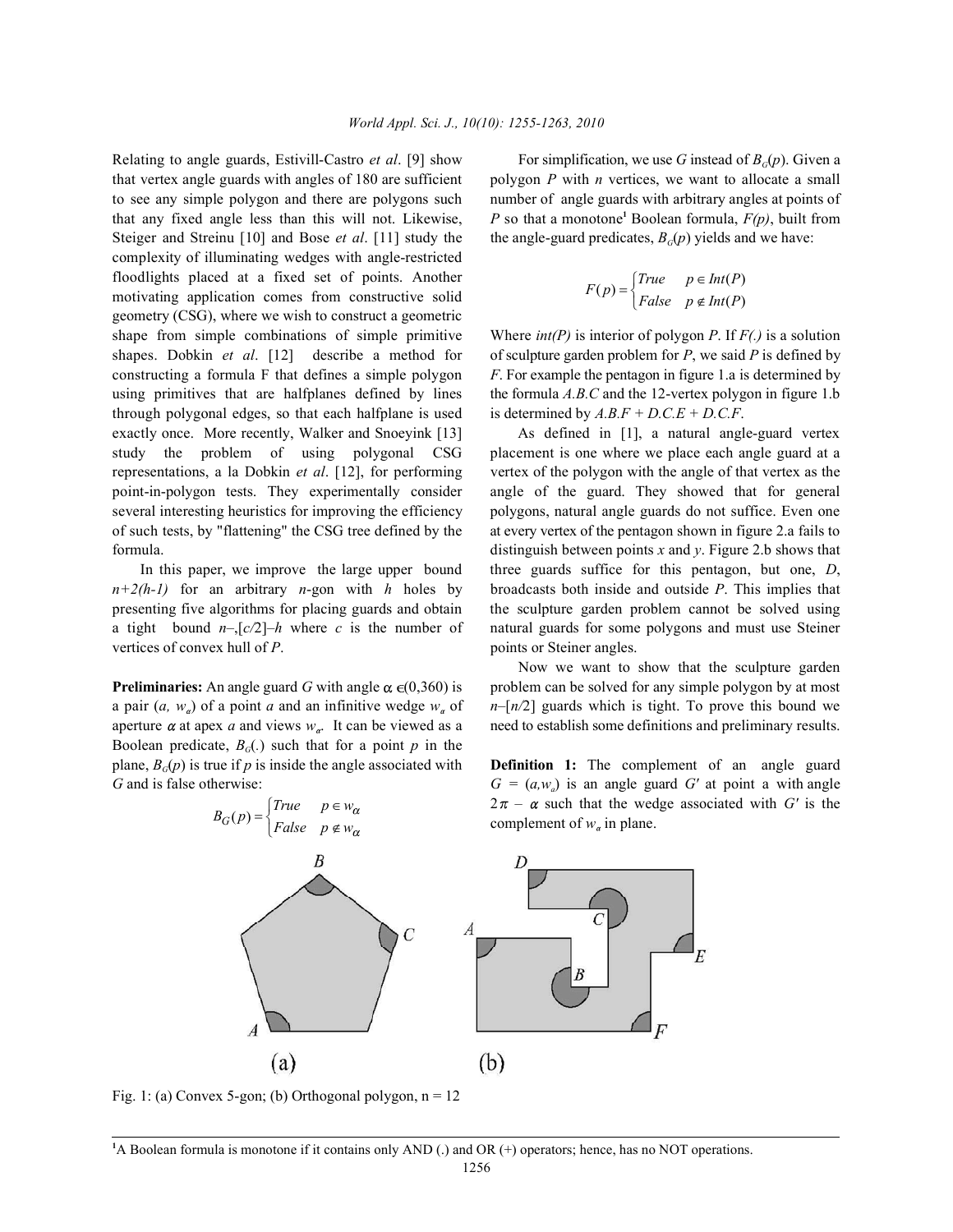Relating to angle guards, Estivill-Castro *et al*. [9] show that vertex angle guards with angles of 180 are sufficient to see any simple polygon and there are polygons such that any fixed angle less than this will not. Likewise, Steiger and Streinu [10] and Bose *et al*. [11] study the complexity of illuminating wedges with angle-restricted floodlights placed at a fixed set of points. Another motivating application comes from constructive solid geometry (CSG), where we wish to construct a geometric shape from simple combinations of simple primitive shapes. Dobkin *et al*. [12] describe a method for constructing a formula F that defines a simple polygon using primitives that are halfplanes defined by lines through polygonal edges, so that each halfplane is used exactly once. More recently, Walker and Snoeyink [13] study the problem of using polygonal CSG representations, a la Dobkin *et al*. [12], for performing point-in-polygon tests. They experimentally consider several interesting heuristics for improving the efficiency of such tests, by "flattening" the CSG tree defined by the formula.

In this paper, we improve the large upper bound $n+2(h-1)$ for an arbitrary $n$-gon with $h$ holes by presenting five algorithms for placing guards and obtain a tight bound $n-\lfloor c/2 \rfloor - h$ where $c$ is the number of vertices of convex hull of $P$.

**Preliminaries:** An angle guard $G$ with angle $\alpha \in (0,360)$ is a pair $(a, w_\alpha)$ of a point $a$ and an infinitive wedge $w_\alpha$ of aperture $\alpha$ at apex $a$ and views $w_\alpha$. It can be viewed as a Boolean predicate, $B_G(.)$ such that for a point $p$ in the plane, $B_G(p)$ is true if $p$ is inside the angle associated with $G$ and is false otherwise:

$$B_G(p) = \begin{cases} True & p \in w_\alpha \\ False & p \notin w_\alpha \end{cases}$$

For simplification, we use $G$ instead of $B_G(p)$. Given a polygon $P$ with $n$ vertices, we want to allocate a small number of angle guards with arbitrary angles at points of $P$ so that a monotone[1] Boolean formula, $F(p)$, built from the angle-guard predicates, $B_G(p)$ yields and we have:

$$F(p) = \begin{cases} True & p \in Int(P) \\ False & p \notin Int(P) \end{cases}$$

Where $int(P)$ is interior of polygon $P$. If $F(.)$ is a solution of sculpture garden problem for $P$, we said $P$ is defined by $F$. For example the pentagon in figure 1.a is determined by the formula $A.B.C$ and the 12-vertex polygon in figure 1.b is determined by $A.B.F + D.C.E + D.C.F$.

As defined in [1], a natural angle-guard vertex placement is one where we place each angle guard at a vertex of the polygon with the angle of that vertex as the angle of the guard. They showed that for general polygons, natural angle guards do not suffice. Even one at every vertex of the pentagon shown in figure 2.a fails to distinguish between points $x$ and $y$. Figure 2.b shows that three guards suffice for this pentagon, but one, $D$, broadcasts both inside and outside $P$. This implies that the sculpture garden problem cannot be solved using natural guards for some polygons and must use Steiner points or Steiner angles.

Now we want to show that the sculpture garden problem can be solved for any simple polygon by at most $n-\lfloor n/2 \rfloor$ guards which is tight. To prove this bound we need to establish some definitions and preliminary results.

**Definition 1:** The complement of an angle guard $G = (a,w_\alpha)$ is an angle guard $G'$ at point $a$ with angle $2\pi - \alpha$ such that the wedge associated with $G'$ is the complement of $w_\alpha$ in plane.

Fig. 1: (a) Convex 5-gon; (b) Orthogonal polygon, n = 12

[1]A Boolean formula is monotone if it contains only AND (.) and OR (+) operators; hence, has no NOT operations.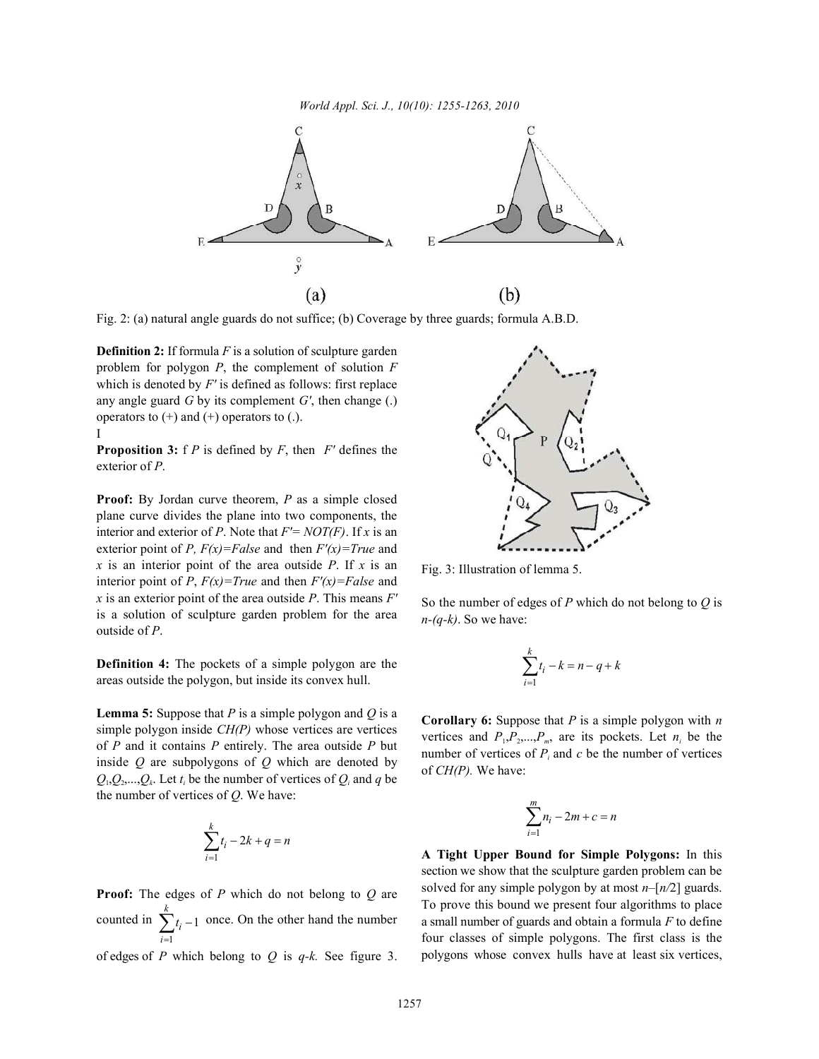Fig. 2: (a) natural angle guards do not suffice; (b) Coverage by three guards; formula A.B.D.

**Definition 2:** If formula $F$ is a solution of sculpture garden problem for polygon $P$, the complement of solution $F$ which is denoted by $F'$ is defined as follows: first replace any angle guard $G$ by its complement $G'$, then change (.) operators to (+) and (+) operators to (.).

I

**Proposition 3:** f $P$ is defined by $F$, then $F'$ defines the exterior of $P$.

**Proof:** By Jordan curve theorem, $P$ as a simple closed plane curve divides the plane into two components, the interior and exterior of $P$. Note that $F'= NOT(F)$. If $x$ is an exterior point of $P$, $F(x)=False$ and then $F'(x)=True$ and $x$ is an interior point of the area outside $P$. If $x$ is an interior point of $P$, $F(x)=True$ and then $F'(x)=False$ and $x$ is an exterior point of the area outside $P$. This means $F'$ is a solution of sculpture garden problem for the area outside of $P$.

**Definition 4:** The pockets of a simple polygon are the areas outside the polygon, but inside its convex hull.

**Lemma 5:** Suppose that $P$ is a simple polygon and $Q$ is a simple polygon inside $CH(P)$ whose vertices are vertices of $P$ and it contains $P$ entirely. The area outside $P$ but inside $Q$ are subpolygons of $Q$ which are denoted by $Q_1,Q_2,...,Q_k$. Let $t_i$ be the number of vertices of $Q_i$ and $q$ be the number of vertices of $Q$. We have:

$$\sum_{i=1}^{k} t_i - 2k + q = n$$

**Proof:** The edges of $P$ which do not belong to $Q$ are counted in $\sum_{i=1}^{k} t_i - 1$ once. On the other hand the number of edges of $P$ which belong to $Q$ is $q$-$k$. See figure 3.

Fig. 3: Illustration of lemma 5.

So the number of edges of $P$ which do not belong to $Q$ is $n$-($q$-$k$). So we have:

$$\sum_{i=1}^{k} t_i - k = n - q + k$$

**Corollary 6:** Suppose that $P$ is a simple polygon with $n$ vertices and $P_1,P_2,...,P_m$, are its pockets. Let $n_i$ be the number of vertices of $P_i$ and $c$ be the number of vertices of $CH(P)$. We have:

$$\sum_{i=1}^{m} n_i - 2m + c = n$$

**A Tight Upper Bound for Simple Polygons:** In this section we show that the sculpture garden problem can be solved for any simple polygon by at most $n$–[$n$/2] guards. To prove this bound we present four algorithms to place a small number of guards and obtain a formula $F$ to define four classes of simple polygons. The first class is the polygons whose convex hulls have at least six vertices,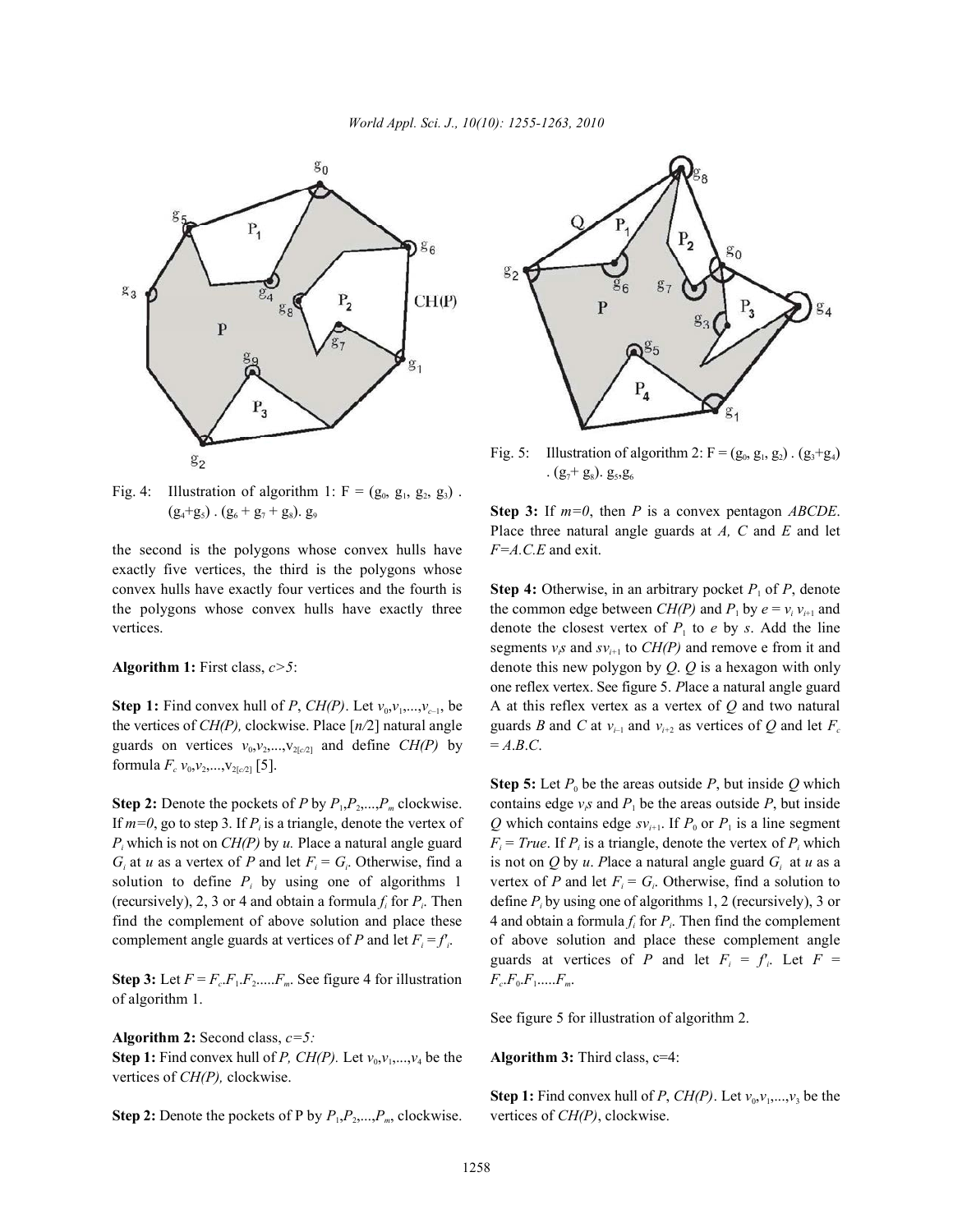Fig. 4: Illustration of algorithm 1: $F = (g_0, g_1, g_2, g_3) . (g_4+g_5) . (g_6 + g_7 + g_8). g_9$

the second is the polygons whose convex hulls have exactly five vertices, the third is the polygons whose convex hulls have exactly four vertices and the fourth is the polygons whose convex hulls have exactly three vertices.

**Algorithm 1:** First class, $c>5$:

**Step 1:** Find convex hull of $P$, $CH(P)$. Let $v_0,v_1,...,v_{c-1}$, be the vertices of $CH(P)$, clockwise. Place $[n/2]$ natural angle guards on vertices $v_0,v_2,...,v_{2[c/2]}$ and define $CH(P)$ by formula $F_c$ $v_0,v_2,...,v_{2[c/2]}$ [5].

**Step 2:** Denote the pockets of $P$ by $P_1,P_2,...,P_m$ clockwise. If $m=0$, go to step 3. If $P_i$ is a triangle, denote the vertex of $P_i$ which is not on $CH(P)$ by $u$. Place a natural angle guard $G_i$ at $u$ as a vertex of $P$ and let $F_i = G_i$. Otherwise, find a solution to define $P_i$ by using one of algorithms 1 (recursively), 2, 3 or 4 and obtain a formula $f_i$ for $P_i$. Then find the complement of above solution and place these complement angle guards at vertices of $P$ and let $F_i = f'_i$.

**Step 3:** Let $F = F_c.F_1.F_2.....F_m$. See figure 4 for illustration of algorithm 1.

**Algorithm 2:** Second class, $c=5$:

**Step 1:** Find convex hull of $P$, $CH(P)$. Let $v_0,v_1,...,v_4$ be the vertices of $CH(P)$, clockwise.

**Step 2:** Denote the pockets of P by $P_1,P_2,...,P_m$, clockwise.

Fig. 5: Illustration of algorithm 2: $F = (g_0, g_1, g_2) . (g_3+g_4) . (g_7+ g_8). g_5,g_6$

**Step 3:** If $m=0$, then $P$ is a convex pentagon $ABCDE$. Place three natural angle guards at $A$, $C$ and $E$ and let $F=A.C.E$ and exit.

**Step 4:** Otherwise, in an arbitrary pocket $P_1$ of $P$, denote the common edge between $CH(P)$ and $P_1$ by $e = v_i\, v_{i+1}$ and denote the closest vertex of $P_1$ to $e$ by $s$. Add the line segments $v_is$ and $sv_{i+1}$ to $CH(P)$ and remove e from it and denote this new polygon by $Q$. $Q$ is a hexagon with only one reflex vertex. See figure 5. Place a natural angle guard A at this reflex vertex as a vertex of $Q$ and two natural guards $B$ and $C$ at $v_{i-1}$ and $v_{i+2}$ as vertices of $Q$ and let $F_c = A.B.C$.

**Step 5:** Let $P_0$ be the areas outside $P$, but inside $Q$ which contains edge $v_is$ and $P_1$ be the areas outside $P$, but inside $Q$ which contains edge $sv_{i+1}$. If $P_0$ or $P_1$ is a line segment $F_i = True$. If $P_i$ is a triangle, denote the vertex of $P_i$ which is not on $Q$ by $u$. Place a natural angle guard $G_i$ at $u$ as a vertex of $P$ and let $F_i = G_i$. Otherwise, find a solution to define $P_i$ by using one of algorithms 1, 2 (recursively), 3 or 4 and obtain a formula $f_i$ for $P_i$. Then find the complement of above solution and place these complement angle guards at vertices of $P$ and let $F_i = f'_i$. Let $F = F_c.F_0.F_1.....F_m$.

See figure 5 for illustration of algorithm 2.

**Algorithm 3:** Third class, c=4:

**Step 1:** Find convex hull of $P$, $CH(P)$. Let $v_0,v_1,...,v_3$ be the vertices of $CH(P)$, clockwise.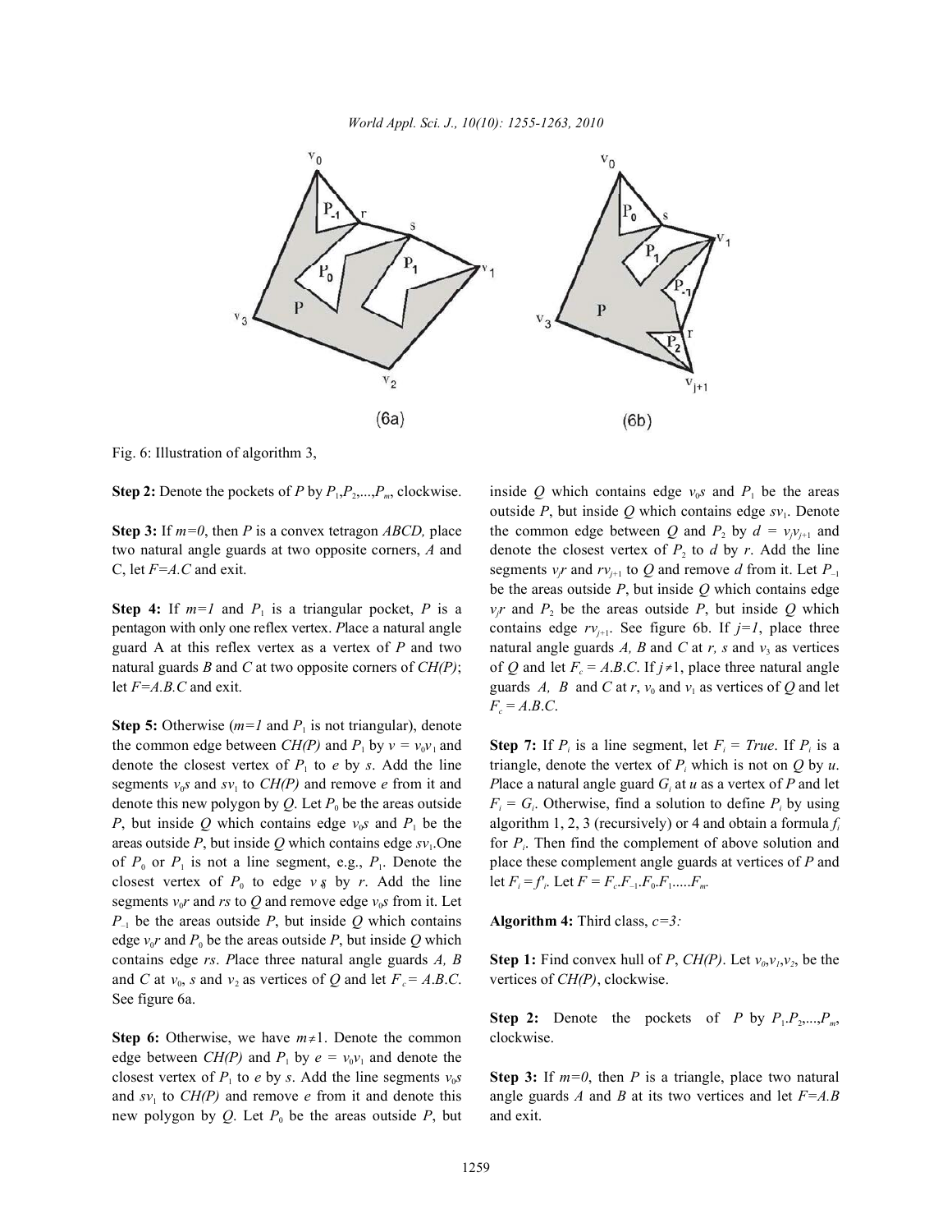Fig. 6: Illustration of algorithm 3,

**Step 2:** Denote the pockets of $P$ by $P_1, P_2, ..., P_m$, clockwise.

**Step 3:** If $m=0$, then $P$ is a convex tetragon $ABCD$, place two natural angle guards at two opposite corners, $A$ and C, let $F=A.C$ and exit.

**Step 4:** If $m=1$ and $P_1$ is a triangular pocket, $P$ is a pentagon with only one reflex vertex. Place a natural angle guard A at this reflex vertex as a vertex of $P$ and two natural guards $B$ and $C$ at two opposite corners of $CH(P)$; let $F=A.B.C$ and exit.

**Step 5:** Otherwise ($m=1$ and $P_1$ is not triangular), denote the common edge between $CH(P)$ and $P_1$ by $v = v_0v_1$ and denote the closest vertex of $P_1$ to $e$ by $s$. Add the line segments $v_0s$ and $sv_1$ to $CH(P)$ and remove $e$ from it and denote this new polygon by $Q$. Let $P_0$ be the areas outside $P$, but inside $Q$ which contains edge $v_0s$ and $P_1$ be the areas outside $P$, but inside $Q$ which contains edge $sv_1$. One of $P_0$ or $P_1$ is not a line segment, e.g., $P_1$. Denote the closest vertex of $P_0$ to edge $v_0s$ by $r$. Add the line segments $v_0r$ and $rs$ to $Q$ and remove edge $v_0s$ from it. Let $P_{-1}$ be the areas outside $P$, but inside $Q$ which contains edge $v_0r$ and $P_0$ be the areas outside $P$, but inside $Q$ which contains edge $rs$. Place three natural angle guards $A$, $B$ and $C$ at $v_0$, $s$ and $v_2$ as vertices of $Q$ and let $F_c = A.B.C$. See figure 6a.

**Step 6:** Otherwise, we have $m \neq 1$. Denote the common edge between $CH(P)$ and $P_1$ by $e = v_0v_1$ and denote the closest vertex of $P_1$ to $e$ by $s$. Add the line segments $v_0s$ and $sv_1$ to $CH(P)$ and remove $e$ from it and denote this new polygon by $Q$. Let $P_0$ be the areas outside $P$, but inside $Q$ which contains edge $v_0s$ and $P_1$ be the areas outside $P$, but inside $Q$ which contains edge $sv_1$. Denote the common edge between $Q$ and $P_2$ by $d = v_jv_{j+1}$ and denote the closest vertex of $P_2$ to $d$ by $r$. Add the line segments $v_jr$ and $rv_{j+1}$ to $Q$ and remove $d$ from it. Let $P_{-1}$ be the areas outside $P$, but inside $Q$ which contains edge $v_jr$ and $P_2$ be the areas outside $P$, but inside $Q$ which contains edge $rv_{j+1}$. See figure 6b. If $j=1$, place three natural angle guards $A$, $B$ and $C$ at $r$, $s$ and $v_3$ as vertices of $Q$ and let $F_c = A.B.C$. If $j \neq 1$, place three natural angle guards $A$, $B$ and $C$ at $r$, $v_0$ and $v_1$ as vertices of $Q$ and let $F_c = A.B.C$.

**Step 7:** If $P_i$ is a line segment, let $F_i = True$. If $P_i$ is a triangle, denote the vertex of $P_i$ which is not on $Q$ by $u$. Place a natural angle guard $G_i$ at $u$ as a vertex of $P$ and let $F_i = G_i$. Otherwise, find a solution to define $P_i$ by using algorithm 1, 2, 3 (recursively) or 4 and obtain a formula $f_i$ for $P_i$. Then find the complement of above solution and place these complement angle guards at vertices of $P$ and let $F_i = f'_i$. Let $F = F_c.F_{-1}.F_0.F_1.....F_m$.

**Algorithm 4:** Third class, $c=3$:

**Step 1:** Find convex hull of $P$, $CH(P)$. Let $v_0, v_1, v_2$, be the vertices of $CH(P)$, clockwise.

**Step 2:** Denote the pockets of $P$ by $P_1.P_2, ..., P_m$, clockwise.

**Step 3:** If $m=0$, then $P$ is a triangle, place two natural angle guards $A$ and $B$ at its two vertices and let $F=A.B$ and exit.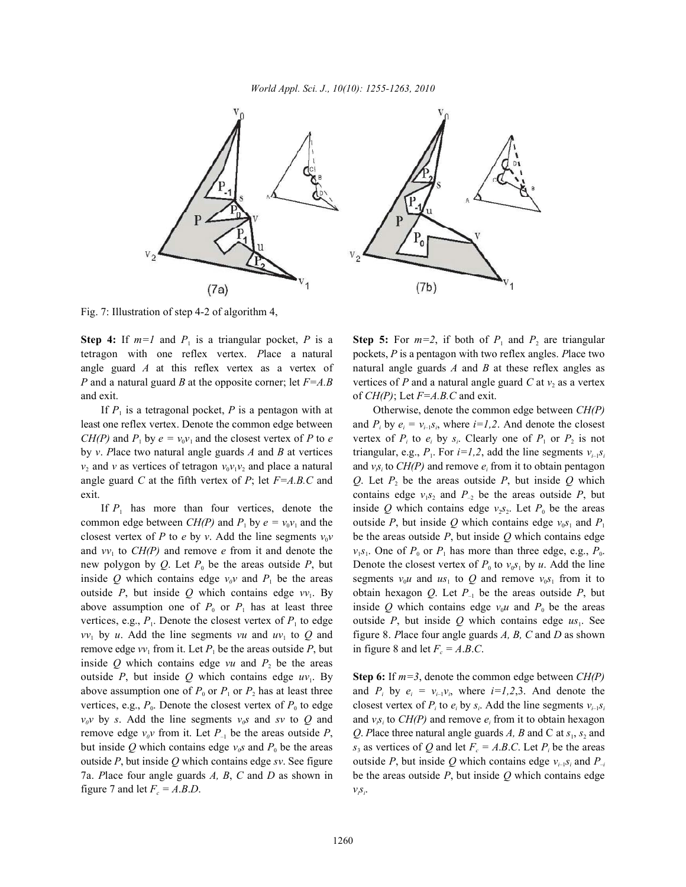Fig. 7: Illustration of step 4-2 of algorithm 4,

**Step 4:** If $m=1$ and $P_1$ is a triangular pocket, $P$ is a tetragon with one reflex vertex. *P*lace a natural angle guard $A$ at this reflex vertex as a vertex of $P$ and a natural guard $B$ at the opposite corner; let $F=A.B$ and exit.

If $P_1$ is a tetragonal pocket, $P$ is a pentagon with at least one reflex vertex. Denote the common edge between $CH(P)$ and $P_1$ by $e = v_0v_1$ and the closest vertex of $P$ to $e$ by $v$. *P*lace two natural angle guards $A$ and $B$ at vertices $v_2$ and $v$ as vertices of tetragon $v_0v_1v_2$ and place a natural angle guard $C$ at the fifth vertex of $P$; let $F=A.B.C$ and exit.

If $P_1$ has more than four vertices, denote the common edge between $CH(P)$ and $P_1$ by $e = v_0v_1$ and the closest vertex of $P$ to $e$ by $v$. Add the line segments $v_0v$ and $vv_1$ to $CH(P)$ and remove $e$ from it and denote the new polygon by $Q$. Let $P_0$ be the areas outside $P$, but inside $Q$ which contains edge $v_0v$ and $P_1$ be the areas outside $P$, but inside $Q$ which contains edge $vv_1$. By above assumption one of $P_0$ or $P_1$ has at least three vertices, e.g., $P_1$. Denote the closest vertex of $P_1$ to edge $vv_1$ by $u$. Add the line segments $vu$ and $uv_1$ to $Q$ and remove edge $vv_1$ from it. Let $P_1$ be the areas outside $P$, but inside $Q$ which contains edge $vu$ and $P_2$ be the areas outside $P$, but inside $Q$ which contains edge $uv_1$. By above assumption one of $P_0$ or $P_1$ or $P_2$ has at least three vertices, e.g., $P_0$. Denote the closest vertex of $P_0$ to edge $v_0v$ by $s$. Add the line segments $v_0s$ and $sv$ to $Q$ and remove edge $v_0v$ from it. Let $P_{-1}$ be the areas outside $P$, but inside $Q$ which contains edge $v_0s$ and $P_0$ be the areas outside $P$, but inside $Q$ which contains edge $sv$. See figure 7a. *P*lace four angle guards $A$, $B$, $C$ and $D$ as shown in figure 7 and let $F_c = A.B.D$.

**Step 5:** For $m=2$, if both of $P_1$ and $P_2$ are triangular pockets, $P$ is a pentagon with two reflex angles. *P*lace two natural angle guards $A$ and $B$ at these reflex angles as vertices of $P$ and a natural angle guard $C$ at $v_2$ as a vertex of $CH(P)$; Let $F=A.B.C$ and exit.

Otherwise, denote the common edge between $CH(P)$ and $P_i$ by $e_i = v_{i-1}s_i$, where $i=1,2$. And denote the closest vertex of $P_i$ to $e_i$ by $s_i$. Clearly one of $P_1$ or $P_2$ is not triangular, e.g., $P_1$. For $i=1,2$, add the line segments $v_{i-1}s_i$ and $v_is_i$ to $CH(P)$ and remove $e_i$ from it to obtain pentagon $Q$. Let $P_2$ be the areas outside $P$, but inside $Q$ which contains edge $v_1s_2$ and $P_{-2}$ be the areas outside $P$, but inside $Q$ which contains edge $v_2s_2$. Let $P_0$ be the areas outside $P$, but inside $Q$ which contains edge $v_0s_1$ and $P_1$ be the areas outside $P$, but inside $Q$ which contains edge $v_1s_1$. One of $P_0$ or $P_1$ has more than three edge, e.g., $P_0$. Denote the closest vertex of $P_0$ to $v_0s_1$ by $u$. Add the line segments $v_0u$ and $us_1$ to $Q$ and remove $v_0s_1$ from it to obtain hexagon $Q$. Let $P_{-1}$ be the areas outside $P$, but inside $Q$ which contains edge $v_0u$ and $P_0$ be the areas outside $P$, but inside $Q$ which contains edge $us_1$. See figure 8. *P*lace four angle guards $A$, $B$, $C$ and $D$ as shown in figure 8 and let $F_c = A.B.C$.

**Step 6:** If $m=3$, denote the common edge between $CH(P)$ and $P_i$ by $e_i = v_{i-1}v_i$, where $i=1,2,3$. And denote the closest vertex of $P_i$ to $e_i$ by $s_i$. Add the line segments $v_{i-1}s_i$ and $v_is_i$ to $CH(P)$ and remove $e_i$ from it to obtain hexagon $Q$. *P*lace three natural angle guards $A$, $B$ and C at $s_1$, $s_2$ and $s_3$ as vertices of $Q$ and let $F_c = A.B.C$. Let $P_i$ be the areas outside $P$, but inside $Q$ which contains edge $v_{i-1}s_i$ and $P_{-i}$ be the areas outside $P$, but inside $Q$ which contains edge $v_is_i$.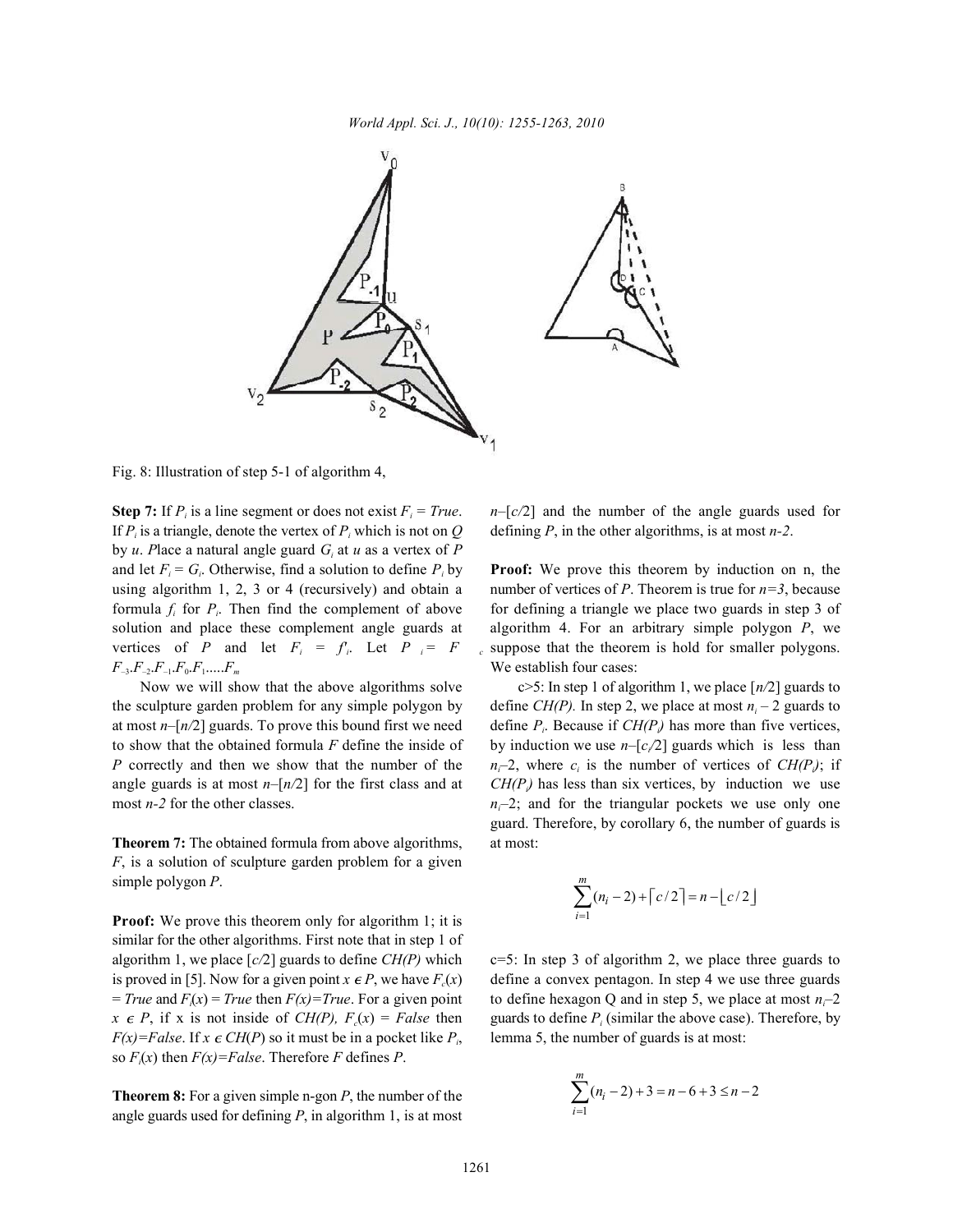Fig. 8: Illustration of step 5-1 of algorithm 4,

**Step 7:** If $P_i$ is a line segment or does not exist $F_i = True$. If $P_i$ is a triangle, denote the vertex of $P_i$ which is not on $Q$ by $u$. Place a natural angle guard $G_i$ at $u$ as a vertex of $P$ and let $F_i = G_i$. Otherwise, find a solution to define $P_i$ by using algorithm 1, 2, 3 or 4 (recursively) and obtain a formula $f_i$ for $P_i$. Then find the complement of above solution and place these complement angle guards at vertices of $P$ and let $F_i = f'_i$. Let $P_i = F_c$ $F_{-3}.F_{-2}.F_{-1}.F_0.F_1.....F_m$

Now we will show that the above algorithms solve the sculpture garden problem for any simple polygon by at most $n-[n/2]$ guards. To prove this bound first we need to show that the obtained formula $F$ define the inside of $P$ correctly and then we show that the number of the angle guards is at most $n-[n/2]$ for the first class and at most $n$-2 for the other classes.

**Theorem 7:** The obtained formula from above algorithms, $F$, is a solution of sculpture garden problem for a given simple polygon $P$.

**Proof:** We prove this theorem only for algorithm 1; it is similar for the other algorithms. First note that in step 1 of algorithm 1, we place $[c/2]$ guards to define $CH(P)$ which is proved in [5]. Now for a given point $x \in P$, we have $F_c(x) = True$ and $F_i(x) = True$ then $F(x)=True$. For a given point $x \in P$, if x is not inside of $CH(P)$, $F_c(x) = False$ then $F(x)=False$. If $x \in CH(P)$ so it must be in a pocket like $P_i$, so $F_i(x)$ then $F(x)=False$. Therefore $F$ defines $P$.

**Theorem 8:** For a given simple n-gon $P$, the number of the angle guards used for defining $P$, in algorithm 1, is at most $n-[c/2]$ and the number of the angle guards used for defining $P$, in the other algorithms, is at most $n$-2.

**Proof:** We prove this theorem by induction on n, the number of vertices of $P$. Theorem is true for $n=3$, because for defining a triangle we place two guards in step 3 of algorithm 4. For an arbitrary simple polygon $P$, we suppose that the theorem is hold for smaller polygons. We establish four cases:

c>5: In step 1 of algorithm 1, we place $[n/2]$ guards to define $CH(P)$. In step 2, we place at most $n_i - 2$ guards to define $P_i$. Because if $CH(P_i)$ has more than five vertices, by induction we use $n-[c_i/2]$ guards which is less than $n_i$–2, where $c_i$ is the number of vertices of $CH(P_i)$; if $CH(P_i)$ has less than six vertices, by induction we use $n_i$–2; and for the triangular pockets we use only one guard. Therefore, by corollary 6, the number of guards is at most:

$$\sum_{i=1}^{m}(n_i - 2) + \lceil c/2 \rceil = n - \lfloor c/2 \rfloor$$

c=5: In step 3 of algorithm 2, we place three guards to define a convex pentagon. In step 4 we use three guards to define hexagon Q and in step 5, we place at most $n_i$–2 guards to define $P_i$ (similar the above case). Therefore, by lemma 5, the number of guards is at most:

$$\sum_{i=1}^{m}(n_i - 2) + 3 = n - 6 + 3 \leq n - 2$$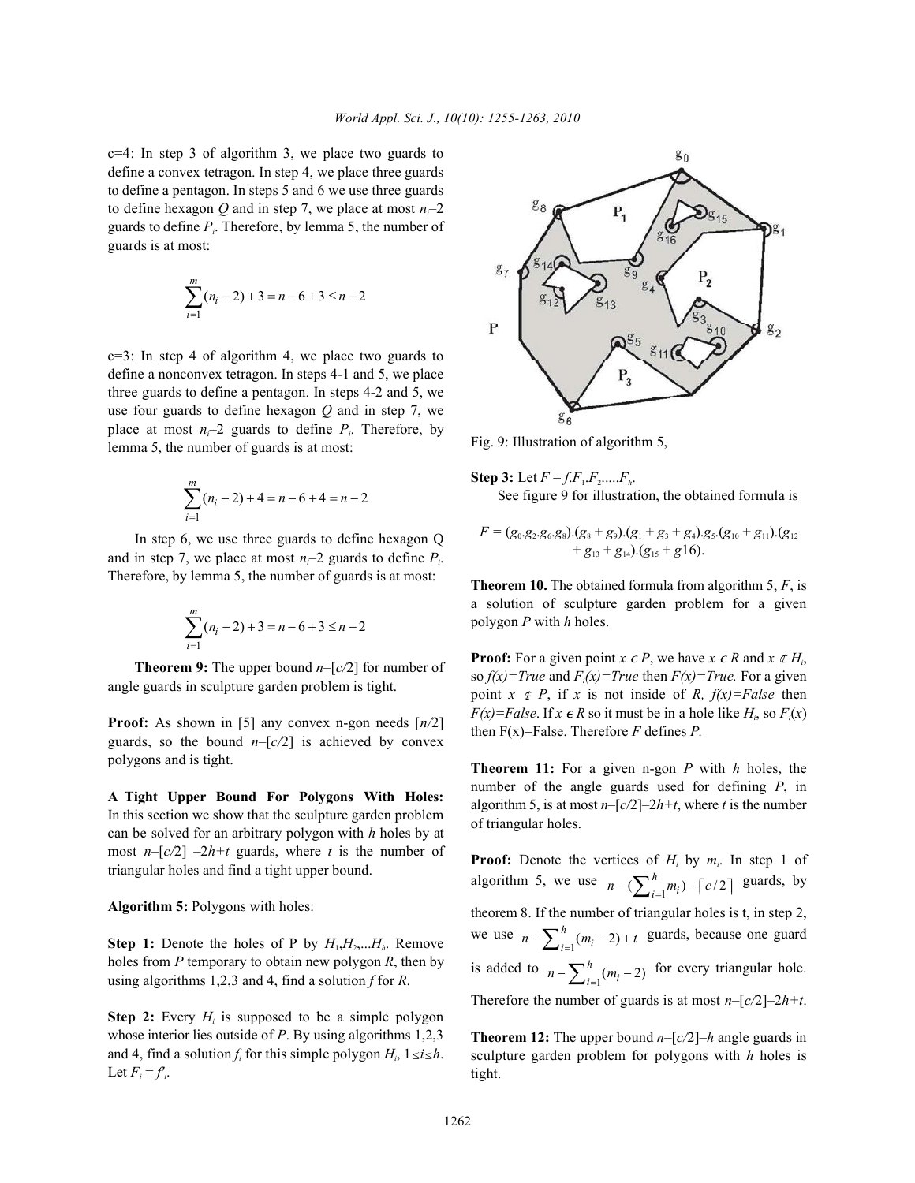c=4: In step 3 of algorithm 3, we place two guards to define a convex tetragon. In step 4, we place three guards to define a pentagon. In steps 5 and 6 we use three guards to define hexagon $Q$ and in step 7, we place at most $n_i$–2 guards to define $P_i$. Therefore, by lemma 5, the number of guards is at most:

$$\sum_{i=1}^{m}(n_i-2)+3=n-6+3\leq n-2$$

c=3: In step 4 of algorithm 4, we place two guards to define a nonconvex tetragon. In steps 4-1 and 5, we place three guards to define a pentagon. In steps 4-2 and 5, we use four guards to define hexagon $Q$ and in step 7, we place at most $n_i$–2 guards to define $P_i$. Therefore, by lemma 5, the number of guards is at most:

$$\sum_{i=1}^{m}(n_i-2)+4=n-6+4=n-2$$

In step 6, we use three guards to define hexagon Q and in step 7, we place at most $n_i$–2 guards to define $P_i$. Therefore, by lemma 5, the number of guards is at most:

$$\sum_{i=1}^{m}(n_i-2)+3=n-6+3\leq n-2$$

**Theorem 9:** The upper bound $n$–[$c$/2] for number of angle guards in sculpture garden problem is tight.

**Proof:** As shown in [5] any convex n-gon needs [$n$/2] guards, so the bound $n$–[$c$/2] is achieved by convex polygons and is tight.

**A Tight Upper Bound For Polygons With Holes:** In this section we show that the sculpture garden problem can be solved for an arbitrary polygon with $h$ holes by at most $n$–[$c$/2] –2$h$+$t$ guards, where $t$ is the number of triangular holes and find a tight upper bound.

**Algorithm 5:** Polygons with holes:

**Step 1:** Denote the holes of P by $H_1,H_2,...H_h$. Remove holes from $P$ temporary to obtain new polygon $R$, then by using algorithms 1,2,3 and 4, find a solution $f$ for $R$.

**Step 2:** Every $H_i$ is supposed to be a simple polygon whose interior lies outside of $P$. By using algorithms 1,2,3 and 4, find a solution $f_i$ for this simple polygon $H_i$, $1\leq i\leq h$. Let $F_i = f'_i$.

Fig. 9: Illustration of algorithm 5,

**Step 3:** Let $F = f.F_1.F_2.....F_h$.

See figure 9 for illustration, the obtained formula is

$$F = (g_0.g_2.g_6.g_8).(g_8 + g_9).(g_1 + g_3 + g_4).g_5.(g_{10} + g_{11}).(g_{12} + g_{13} + g_{14}).(g_{15} + g16).$$

**Theorem 10.** The obtained formula from algorithm 5, $F$, is a solution of sculpture garden problem for a given polygon $P$ with $h$ holes.

**Proof:** For a given point $x \in P$, we have $x \in R$ and $x \notin H_i$, so $f(x)=True$ and $F_i(x)=True$ then $F(x)=True$. For a given point $x \notin P$, if $x$ is not inside of $R$, $f(x)=False$ then $F(x)=False$. If $x \in R$ so it must be in a hole like $H_i$, so $F_i(x)$ then F(x)=False. Therefore $F$ defines $P$.

**Theorem 11:** For a given n-gon $P$ with $h$ holes, the number of the angle guards used for defining $P$, in algorithm 5, is at most $n$–[$c$/2]–2$h$+$t$, where $t$ is the number of triangular holes.

**Proof:** Denote the vertices of $H_i$ by $m_i$. In step 1 of algorithm 5, we use $n-(\sum_{i=1}^{h}m_i)-\lceil c/2\rceil$ guards, by theorem 8. If the number of triangular holes is t, in step 2, we use $n-\sum_{i=1}^{h}(m_i-2)+t$ guards, because one guard is added to $n-\sum_{i=1}^{h}(m_i-2)$ for every triangular hole. Therefore the number of guards is at most $n$–[$c$/2]–2$h$+$t$.

**Theorem 12:** The upper bound $n$–[$c$/2]–$h$ angle guards in sculpture garden problem for polygons with $h$ holes is tight.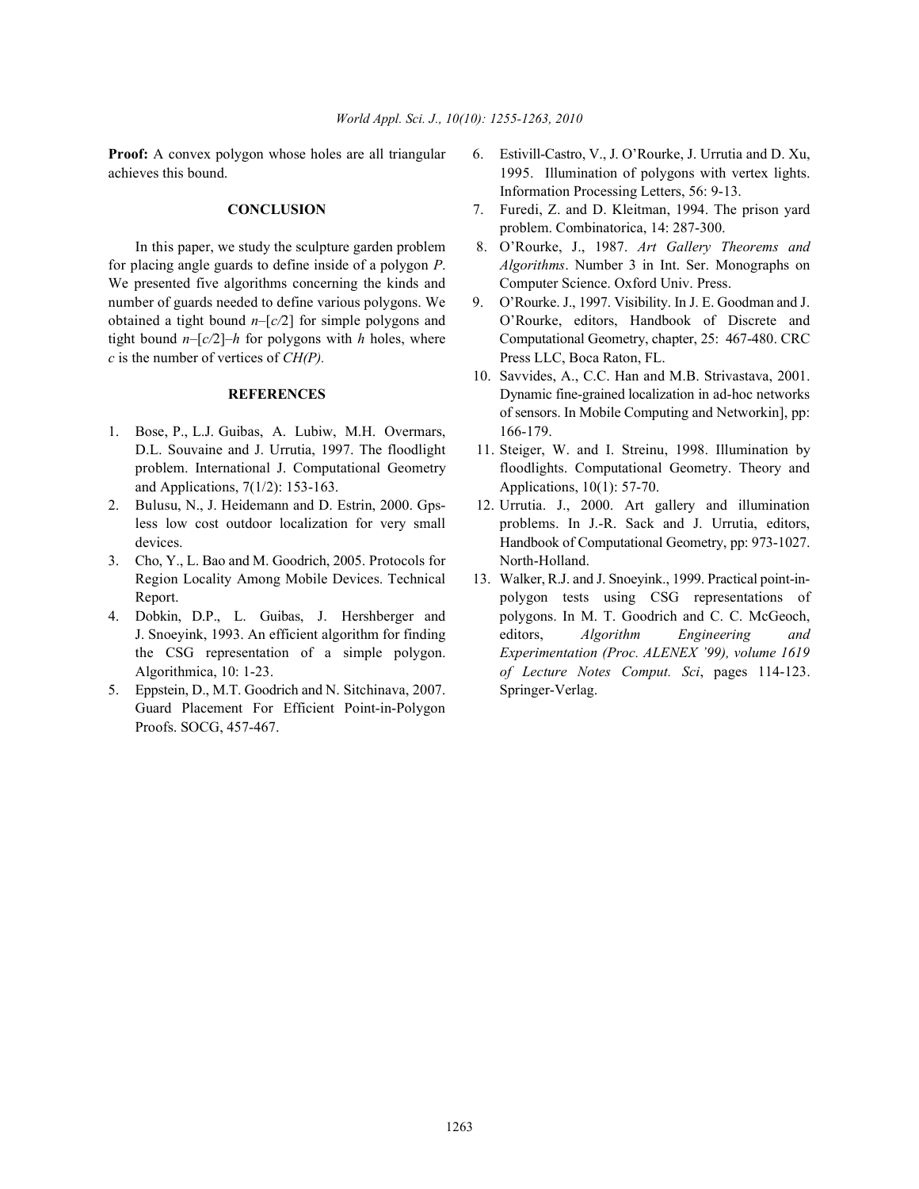**Proof:** A convex polygon whose holes are all triangular achieves this bound.

## CONCLUSION

In this paper, we study the sculpture garden problem for placing angle guards to define inside of a polygon *P*. We presented five algorithms concerning the kinds and number of guards needed to define various polygons. We obtained a tight bound $n-[c/2]$ for simple polygons and tight bound $n-[c/2]-h$ for polygons with $h$ holes, where $c$ is the number of vertices of *CH(P).*

## REFERENCES

1. Bose, P., L.J. Guibas, A. Lubiw, M.H. Overmars, D.L. Souvaine and J. Urrutia, 1997. The floodlight problem. International J. Computational Geometry and Applications, 7(1/2): 153-163.
2. Bulusu, N., J. Heidemann and D. Estrin, 2000. Gps-less low cost outdoor localization for very small devices.
3. Cho, Y., L. Bao and M. Goodrich, 2005. Protocols for Region Locality Among Mobile Devices. Technical Report.
4. Dobkin, D.P., L. Guibas, J. Hershberger and J. Snoeyink, 1993. An efficient algorithm for finding the CSG representation of a simple polygon. Algorithmica, 10: 1-23.
5. Eppstein, D., M.T. Goodrich and N. Sitchinava, 2007. Guard Placement For Efficient Point-in-Polygon Proofs. SOCG, 457-467.
6. Estivill-Castro, V., J. O'Rourke, J. Urrutia and D. Xu, 1995. Illumination of polygons with vertex lights. Information Processing Letters, 56: 9-13.
7. Furedi, Z. and D. Kleitman, 1994. The prison yard problem. Combinatorica, 14: 287-300.
8. O'Rourke, J., 1987. *Art Gallery Theorems and Algorithms*. Number 3 in Int. Ser. Monographs on Computer Science. Oxford Univ. Press.
9. O'Rourke. J., 1997. Visibility. In J. E. Goodman and J. O'Rourke, editors, Handbook of Discrete and Computational Geometry, chapter, 25: 467-480. CRC Press LLC, Boca Raton, FL.
10. Savvides, A., C.C. Han and M.B. Strivastava, 2001. Dynamic fine-grained localization in ad-hoc networks of sensors. In Mobile Computing and Networkin], pp: 166-179.
11. Steiger, W. and I. Streinu, 1998. Illumination by floodlights. Computational Geometry. Theory and Applications, 10(1): 57-70.
12. Urrutia. J., 2000. Art gallery and illumination problems. In J.-R. Sack and J. Urrutia, editors, Handbook of Computational Geometry, pp: 973-1027. North-Holland.
13. Walker, R.J. and J. Snoeyink., 1999. Practical point-in-polygon tests using CSG representations of polygons. In M. T. Goodrich and C. C. McGeoch, editors, *Algorithm Engineering and Experimentation (Proc. ALENEX '99), volume 1619 of Lecture Notes Comput. Sci*, pages 114-123. Springer-Verlag.